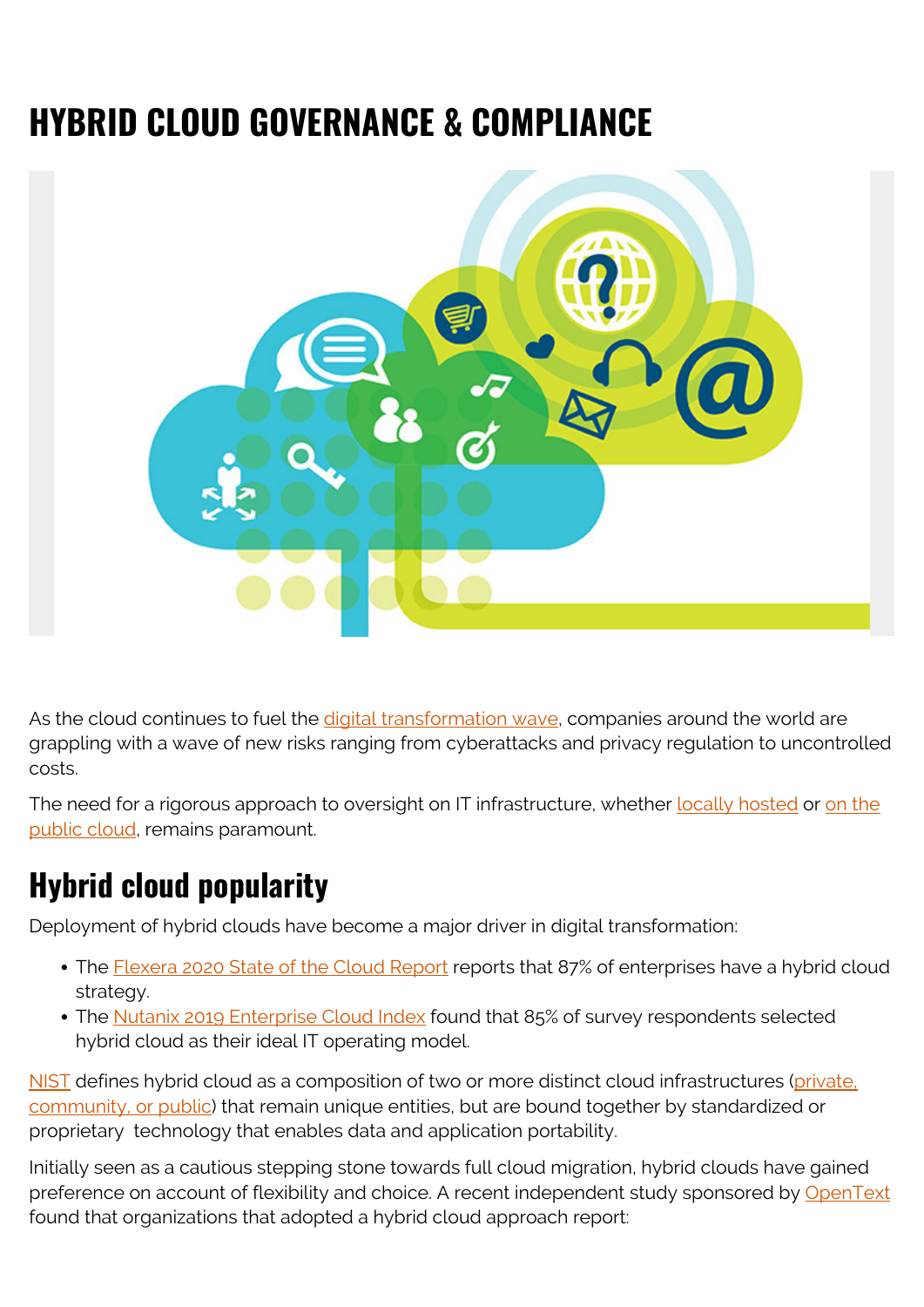# HYBRID CLOUD GOVERNANCE & COMPLIANCE

As the cloud continues to fuel the digital transformation wave, companies around the world are grappling with a wave of new risks ranging from cyberattacks and privacy regulation to uncontrolled costs.

The need for a rigorous approach to oversight on IT infrastructure, whether locally hosted or on the public cloud, remains paramount.

## Hybrid cloud popularity

Deployment of hybrid clouds have become a major driver in digital transformation:

- The Flexera 2020 State of the Cloud Report reports that 87% of enterprises have a hybrid cloud strategy.
- The Nutanix 2019 Enterprise Cloud Index found that 85% of survey respondents selected hybrid cloud as their ideal IT operating model.

NIST defines hybrid cloud as a composition of two or more distinct cloud infrastructures (private, community, or public) that remain unique entities, but are bound together by standardized or proprietary technology that enables data and application portability.

Initially seen as a cautious stepping stone towards full cloud migration, hybrid clouds have gained preference on account of flexibility and choice. A recent independent study sponsored by OpenText found that organizations that adopted a hybrid cloud approach report: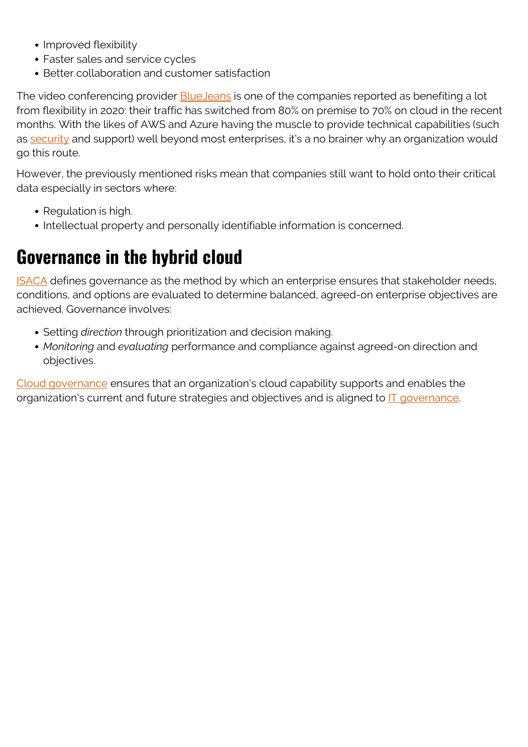- Improved flexibility
- Faster sales and service cycles
- Better collaboration and customer satisfaction

The video conferencing provider BlueJeans is one of the companies reported as benefiting a lot from flexibility in 2020: their traffic has switched from 80% on premise to 70% on cloud in the recent months. With the likes of AWS and Azure having the muscle to provide technical capabilities (such as security and support) well beyond most enterprises, it's a no brainer why an organization would go this route.

However, the previously mentioned risks mean that companies still want to hold onto their critical data especially in sectors where:

- Regulation is high.
- Intellectual property and personally identifiable information is concerned.

## Governance in the hybrid cloud

ISACA defines governance as the method by which an enterprise ensures that stakeholder needs, conditions, and options are evaluated to determine balanced, agreed-on enterprise objectives are achieved. Governance involves:

- Setting *direction* through prioritization and decision making.
- *Monitoring* and *evaluating* performance and compliance against agreed-on direction and objectives.

Cloud governance ensures that an organization's cloud capability supports and enables the organization's current and future strategies and objectives and is aligned to IT governance.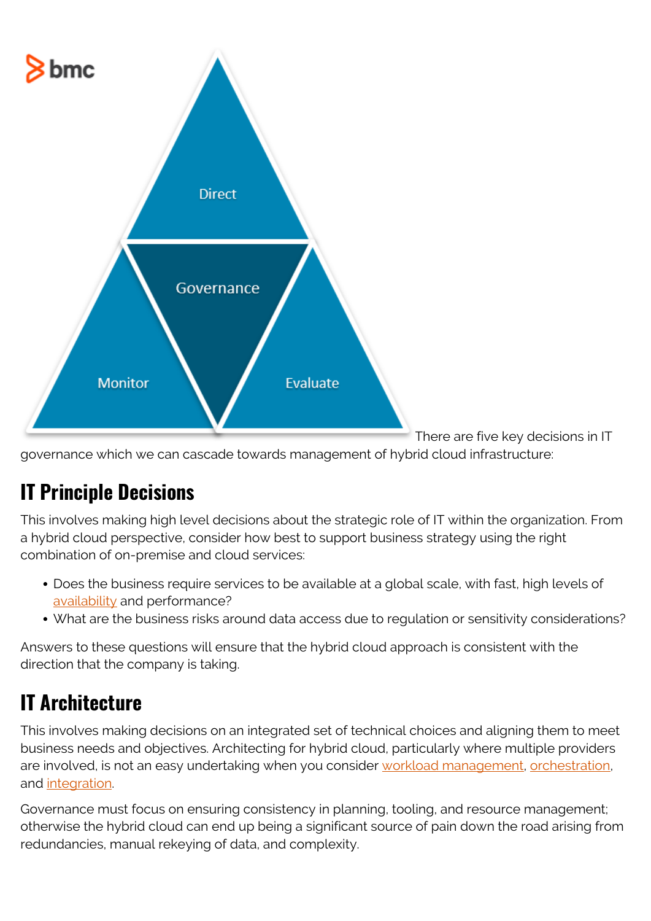There are five key decisions in IT governance which we can cascade towards management of hybrid cloud infrastructure:

## IT Principle Decisions

This involves making high level decisions about the strategic role of IT within the organization. From a hybrid cloud perspective, consider how best to support business strategy using the right combination of on-premise and cloud services:

- Does the business require services to be available at a global scale, with fast, high levels of availability and performance?
- What are the business risks around data access due to regulation or sensitivity considerations?

Answers to these questions will ensure that the hybrid cloud approach is consistent with the direction that the company is taking.

## IT Architecture

This involves making decisions on an integrated set of technical choices and aligning them to meet business needs and objectives. Architecting for hybrid cloud, particularly where multiple providers are involved, is not an easy undertaking when you consider workload management, orchestration, and integration.

Governance must focus on ensuring consistency in planning, tooling, and resource management; otherwise the hybrid cloud can end up being a significant source of pain down the road arising from redundancies, manual rekeying of data, and complexity.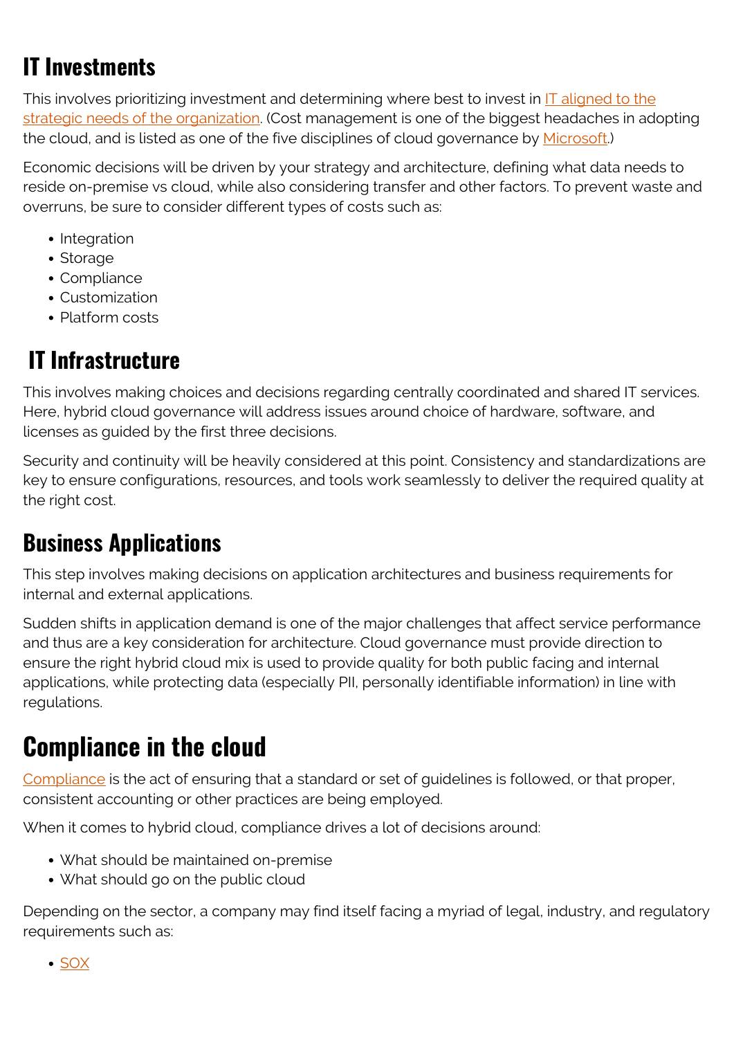## IT Investments

This involves prioritizing investment and determining where best to invest in IT aligned to the strategic needs of the organization. (Cost management is one of the biggest headaches in adopting the cloud, and is listed as one of the five disciplines of cloud governance by Microsoft.)

Economic decisions will be driven by your strategy and architecture, defining what data needs to reside on-premise vs cloud, while also considering transfer and other factors. To prevent waste and overruns, be sure to consider different types of costs such as:

- Integration
- Storage
- Compliance
- Customization
- Platform costs

## IT Infrastructure

This involves making choices and decisions regarding centrally coordinated and shared IT services. Here, hybrid cloud governance will address issues around choice of hardware, software, and licenses as guided by the first three decisions.

Security and continuity will be heavily considered at this point. Consistency and standardizations are key to ensure configurations, resources, and tools work seamlessly to deliver the required quality at the right cost.

## Business Applications

This step involves making decisions on application architectures and business requirements for internal and external applications.

Sudden shifts in application demand is one of the major challenges that affect service performance and thus are a key consideration for architecture. Cloud governance must provide direction to ensure the right hybrid cloud mix is used to provide quality for both public facing and internal applications, while protecting data (especially PII, personally identifiable information) in line with regulations.

# Compliance in the cloud

Compliance is the act of ensuring that a standard or set of guidelines is followed, or that proper, consistent accounting or other practices are being employed.

When it comes to hybrid cloud, compliance drives a lot of decisions around:

- What should be maintained on-premise
- What should go on the public cloud

Depending on the sector, a company may find itself facing a myriad of legal, industry, and regulatory requirements such as:

- SOX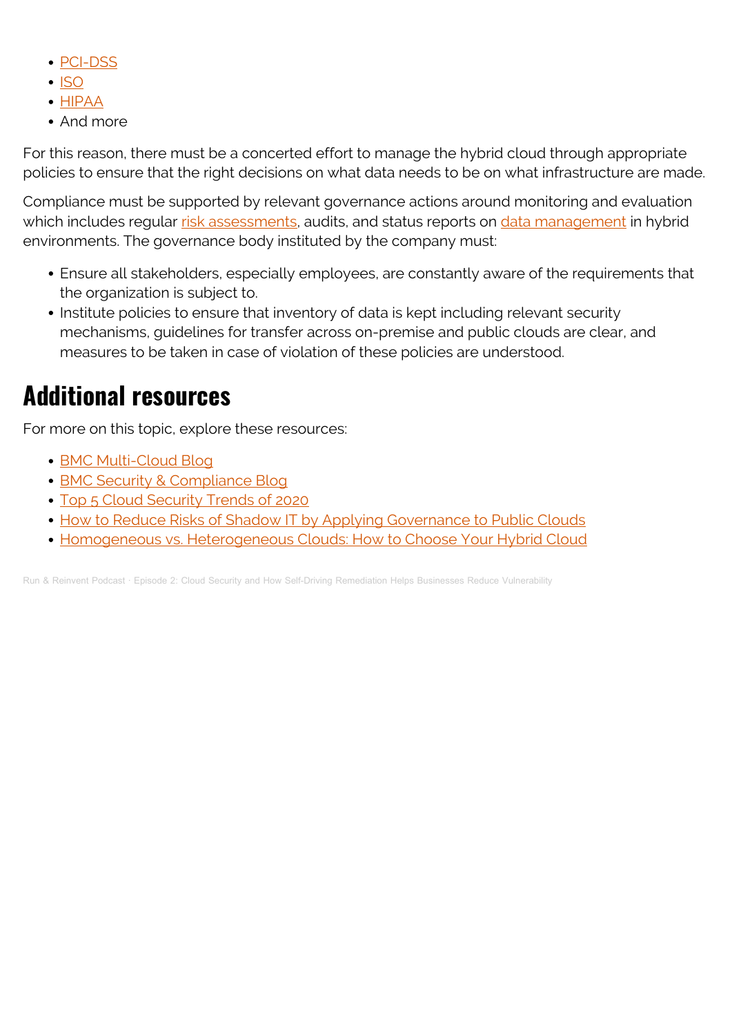- PCI-DSS
- ISO
- HIPAA
- And more

For this reason, there must be a concerted effort to manage the hybrid cloud through appropriate policies to ensure that the right decisions on what data needs to be on what infrastructure are made.

Compliance must be supported by relevant governance actions around monitoring and evaluation which includes regular risk assessments, audits, and status reports on data management in hybrid environments. The governance body instituted by the company must:

- Ensure all stakeholders, especially employees, are constantly aware of the requirements that the organization is subject to.
- Institute policies to ensure that inventory of data is kept including relevant security mechanisms, guidelines for transfer across on-premise and public clouds are clear, and measures to be taken in case of violation of these policies are understood.

## Additional resources

For more on this topic, explore these resources:

- BMC Multi-Cloud Blog
- BMC Security & Compliance Blog
- Top 5 Cloud Security Trends of 2020
- How to Reduce Risks of Shadow IT by Applying Governance to Public Clouds
- Homogeneous vs. Heterogeneous Clouds: How to Choose Your Hybrid Cloud

Run & Reinvent Podcast · Episode 2: Cloud Security and How Self-Driving Remediation Helps Businesses Reduce Vulnerability